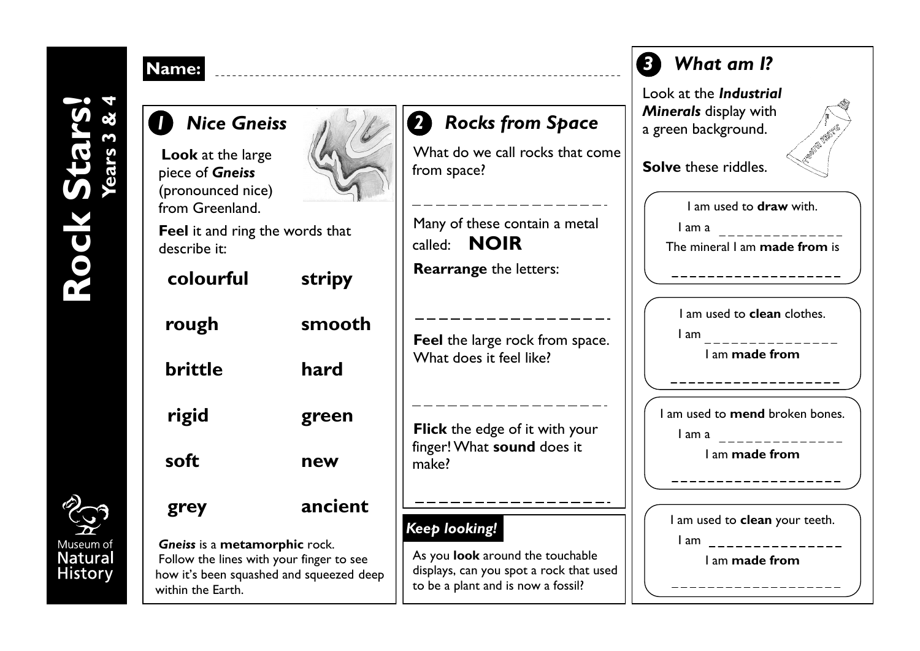# Rock Stars!

**Years 3 & 4**

**Name:** ____________________________________________

## 1 *Nice Gneiss*

**Look** at the large piece of ***Gneiss*** (pronounced nice) from Greenland.

**Feel** it and ring the words that describe it:

| | |
|---|---|
| **colourful** | **stripy** |
| **rough** | **smooth** |
| **brittle** | **hard** |
| **rigid** | **green** |
| **soft** | **new** |
| **grey** | **ancient** |

***Gneiss*** is a **metamorphic** rock. Follow the lines with your finger to see how it's been squashed and squeezed deep within the Earth.

## 2 *Rocks from Space*

What do we call rocks that come from space?

_ _ _ _ _ _ _ _ _ _ _ _ _ _ _ _

Many of these contain a metal called: **NOIR**

**Rearrange** the letters:

_ _ _ _ _ _ _ _ _ _ _ _ _ _ _ _

**Feel** the large rock from space. What does it feel like?

_ _ _ _ _ _ _ _ _ _ _ _ _ _ _ _

**Flick** the edge of it with your finger! What **sound** does it make?

_ _ _ _ _ _ _ _ _ _ _ _ _ _ _ _

### *Keep looking!*

As you **look** around the touchable displays, can you spot a rock that used to be a plant and is now a fossil?

## 3 *What am I?*

Look at the ***Industrial Minerals*** display with a green background.

**Solve** these riddles.

I am used to **draw** with.
I am a _ _ _ _ _ _ _ _ _ _ _ _ _
The mineral I am **made from** is
_ _ _ _ _ _ _ _ _ _ _ _ _ _ _ _

I am used to **clean** clothes.
I am _ _ _ _ _ _ _ _ _ _ _ _ _ _
I am **made from**
_ _ _ _ _ _ _ _ _ _ _ _ _ _ _ _

I am used to **mend** broken bones.
I am a _ _ _ _ _ _ _ _ _ _ _ _ _
I am **made from**
_ _ _ _ _ _ _ _ _ _ _ _ _ _ _ _

I am used to **clean** your teeth.
I am _ _ _ _ _ _ _ _ _ _ _ _ _ _
I am **made from**
_ _ _ _ _ _ _ _ _ _ _ _ _ _ _ _

Museum of Natural History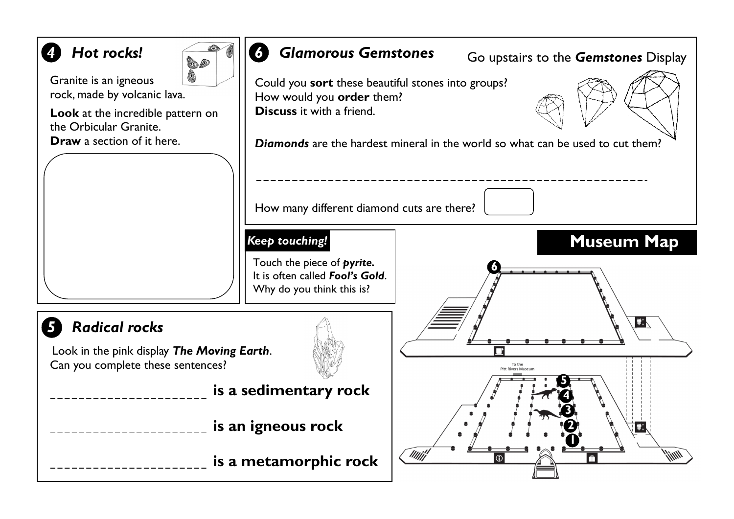## 4 *Hot rocks!*

Granite is an igneous rock, made by volcanic lava.

**Look** at the incredible pattern on the Orbicular Granite.
**Draw** a section of it here.

## 6 *Glamorous Gemstones*

Go upstairs to the ***Gemstones*** Display

Could you **sort** these beautiful stones into groups?
How would you **order** them?
**Discuss** it with a friend.

***Diamonds*** are the hardest mineral in the world so what can be used to cut them?

_______________________________________________________

How many different diamond cuts are there?

### *Keep touching!*

Touch the piece of ***pyrite.***
It is often called ***Fool's Gold***.
Why do you think this is?

## Museum Map

To the Pitt Rivers Museum

## 5 *Radical rocks*

Look in the pink display ***The Moving Earth***.
Can you complete these sentences?

_____________________ **is a sedimentary rock**

_____________________ **is an igneous rock**

_____________________ **is a metamorphic rock**